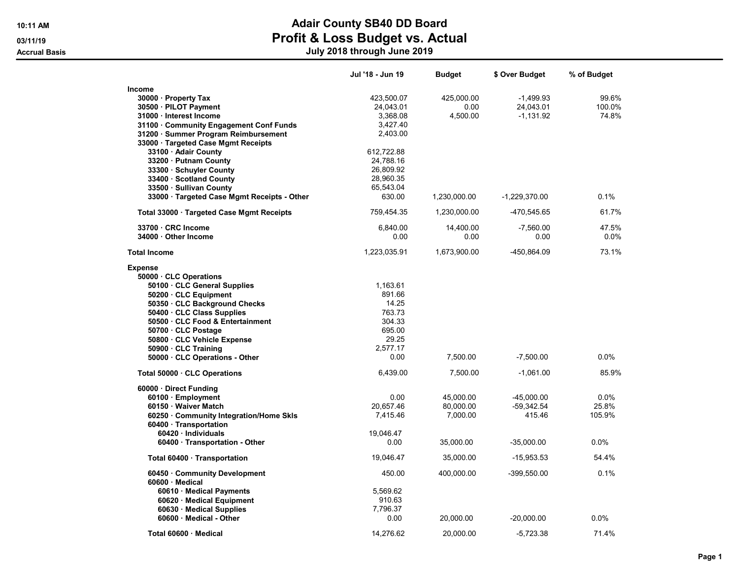10:11 AM
03/11/19
Accrual Basis

# Adair County SB40 DD Board
## Profit & Loss Budget vs. Actual
### July 2018 through June 2019

| | Jul '18 - Jun 19 | Budget | $ Over Budget | % of Budget |
|---|---|---|---|---|
| **Income** | | | | |
| **30000 · Property Tax** | 423,500.07 | 425,000.00 | -1,499.93 | 99.6% |
| **30500 · PILOT Payment** | 24,043.01 | 0.00 | 24,043.01 | 100.0% |
| **31000 · Interest Income** | 3,368.08 | 4,500.00 | -1,131.92 | 74.8% |
| **31100 · Community Engagement Conf Funds** | 3,427.40 | | | |
| **31200 · Summer Program Reimbursement** | 2,403.00 | | | |
| **33000 · Targeted Case Mgmt Receipts** | | | | |
| **33100 · Adair County** | 612,722.88 | | | |
| **33200 · Putnam County** | 24,788.16 | | | |
| **33300 · Schuyler County** | 26,809.92 | | | |
| **33400 · Scotland County** | 28,960.35 | | | |
| **33500 · Sullivan County** | 65,543.04 | | | |
| **33000 · Targeted Case Mgmt Receipts - Other** | 630.00 | 1,230,000.00 | -1,229,370.00 | 0.1% |
| **Total 33000 · Targeted Case Mgmt Receipts** | 759,454.35 | 1,230,000.00 | -470,545.65 | 61.7% |
| **33700 · CRC Income** | 6,840.00 | 14,400.00 | -7,560.00 | 47.5% |
| **34000 · Other Income** | 0.00 | 0.00 | 0.00 | 0.0% |
| **Total Income** | 1,223,035.91 | 1,673,900.00 | -450,864.09 | 73.1% |
| **Expense** | | | | |
| **50000 · CLC Operations** | | | | |
| **50100 · CLC General Supplies** | 1,163.61 | | | |
| **50200 · CLC Equipment** | 891.66 | | | |
| **50350 · CLC Background Checks** | 14.25 | | | |
| **50400 · CLC Class Supplies** | 763.73 | | | |
| **50500 · CLC Food & Entertainment** | 304.33 | | | |
| **50700 · CLC Postage** | 695.00 | | | |
| **50800 · CLC Vehicle Expense** | 29.25 | | | |
| **50900 · CLC Training** | 2,577.17 | | | |
| **50000 · CLC Operations - Other** | 0.00 | 7,500.00 | -7,500.00 | 0.0% |
| **Total 50000 · CLC Operations** | 6,439.00 | 7,500.00 | -1,061.00 | 85.9% |
| **60000 · Direct Funding** | | | | |
| **60100 · Employment** | 0.00 | 45,000.00 | -45,000.00 | 0.0% |
| **60150 · Waiver Match** | 20,657.46 | 80,000.00 | -59,342.54 | 25.8% |
| **60250 · Community Integration/Home Skls** | 7,415.46 | 7,000.00 | 415.46 | 105.9% |
| **60400 · Transportation** | | | | |
| **60420 · Individuals** | 19,046.47 | | | |
| **60400 · Transportation - Other** | 0.00 | 35,000.00 | -35,000.00 | 0.0% |
| **Total 60400 · Transportation** | 19,046.47 | 35,000.00 | -15,953.53 | 54.4% |
| **60450 · Community Development** | 450.00 | 400,000.00 | -399,550.00 | 0.1% |
| **60600 · Medical** | | | | |
| **60610 · Medical Payments** | 5,569.62 | | | |
| **60620 · Medical Equipment** | 910.63 | | | |
| **60630 · Medical Supplies** | 7,796.37 | | | |
| **60600 · Medical - Other** | 0.00 | 20,000.00 | -20,000.00 | 0.0% |
| **Total 60600 · Medical** | 14,276.62 | 20,000.00 | -5,723.38 | 71.4% |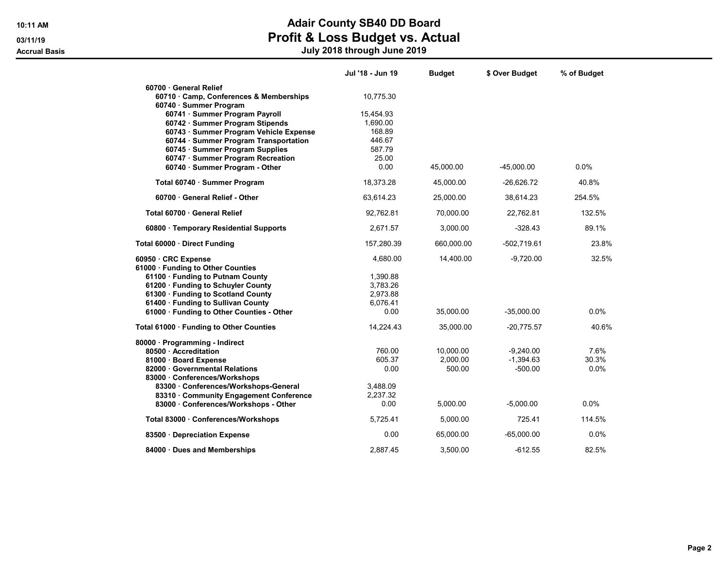# Adair County SB40 DD Board
## Profit & Loss Budget vs. Actual
### July 2018 through June 2019

Accrual Basis

| | Jul '18 - Jun 19 | Budget | $ Over Budget | % of Budget |
|---|---|---|---|---|
| 60700 · General Relief | | | | |
| 60710 · Camp, Conferences & Memberships | 10,775.30 | | | |
| 60740 · Summer Program | | | | |
| 60741 · Summer Program Payroll | 15,454.93 | | | |
| 60742 · Summer Program Stipends | 1,690.00 | | | |
| 60743 · Summer Program Vehicle Expense | 168.89 | | | |
| 60744 · Summer Program Transportation | 446.67 | | | |
| 60745 · Summer Program Supplies | 587.79 | | | |
| 60747 · Summer Program Recreation | 25.00 | | | |
| 60740 · Summer Program - Other | 0.00 | 45,000.00 | -45,000.00 | 0.0% |
| Total 60740 · Summer Program | 18,373.28 | 45,000.00 | -26,626.72 | 40.8% |
| 60700 · General Relief - Other | 63,614.23 | 25,000.00 | 38,614.23 | 254.5% |
| Total 60700 · General Relief | 92,762.81 | 70,000.00 | 22,762.81 | 132.5% |
| 60800 · Temporary Residential Supports | 2,671.57 | 3,000.00 | -328.43 | 89.1% |
| Total 60000 · Direct Funding | 157,280.39 | 660,000.00 | -502,719.61 | 23.8% |
| 60950 · CRC Expense | 4,680.00 | 14,400.00 | -9,720.00 | 32.5% |
| 61000 · Funding to Other Counties | | | | |
| 61100 · Funding to Putnam County | 1,390.88 | | | |
| 61200 · Funding to Schuyler County | 3,783.26 | | | |
| 61300 · Funding to Scotland County | 2,973.88 | | | |
| 61400 · Funding to Sullivan County | 6,076.41 | | | |
| 61000 · Funding to Other Counties - Other | 0.00 | 35,000.00 | -35,000.00 | 0.0% |
| Total 61000 · Funding to Other Counties | 14,224.43 | 35,000.00 | -20,775.57 | 40.6% |
| 80000 · Programming - Indirect | | | | |
| 80500 · Accreditation | 760.00 | 10,000.00 | -9,240.00 | 7.6% |
| 81000 · Board Expense | 605.37 | 2,000.00 | -1,394.63 | 30.3% |
| 82000 · Governmental Relations | 0.00 | 500.00 | -500.00 | 0.0% |
| 83000 · Conferences/Workshops | | | | |
| 83300 · Conferences/Workshops-General | 3,488.09 | | | |
| 83310 · Community Engagement Conference | 2,237.32 | | | |
| 83000 · Conferences/Workshops - Other | 0.00 | 5,000.00 | -5,000.00 | 0.0% |
| Total 83000 · Conferences/Workshops | 5,725.41 | 5,000.00 | 725.41 | 114.5% |
| 83500 · Depreciation Expense | 0.00 | 65,000.00 | -65,000.00 | 0.0% |
| 84000 · Dues and Memberships | 2,887.45 | 3,500.00 | -612.55 | 82.5% |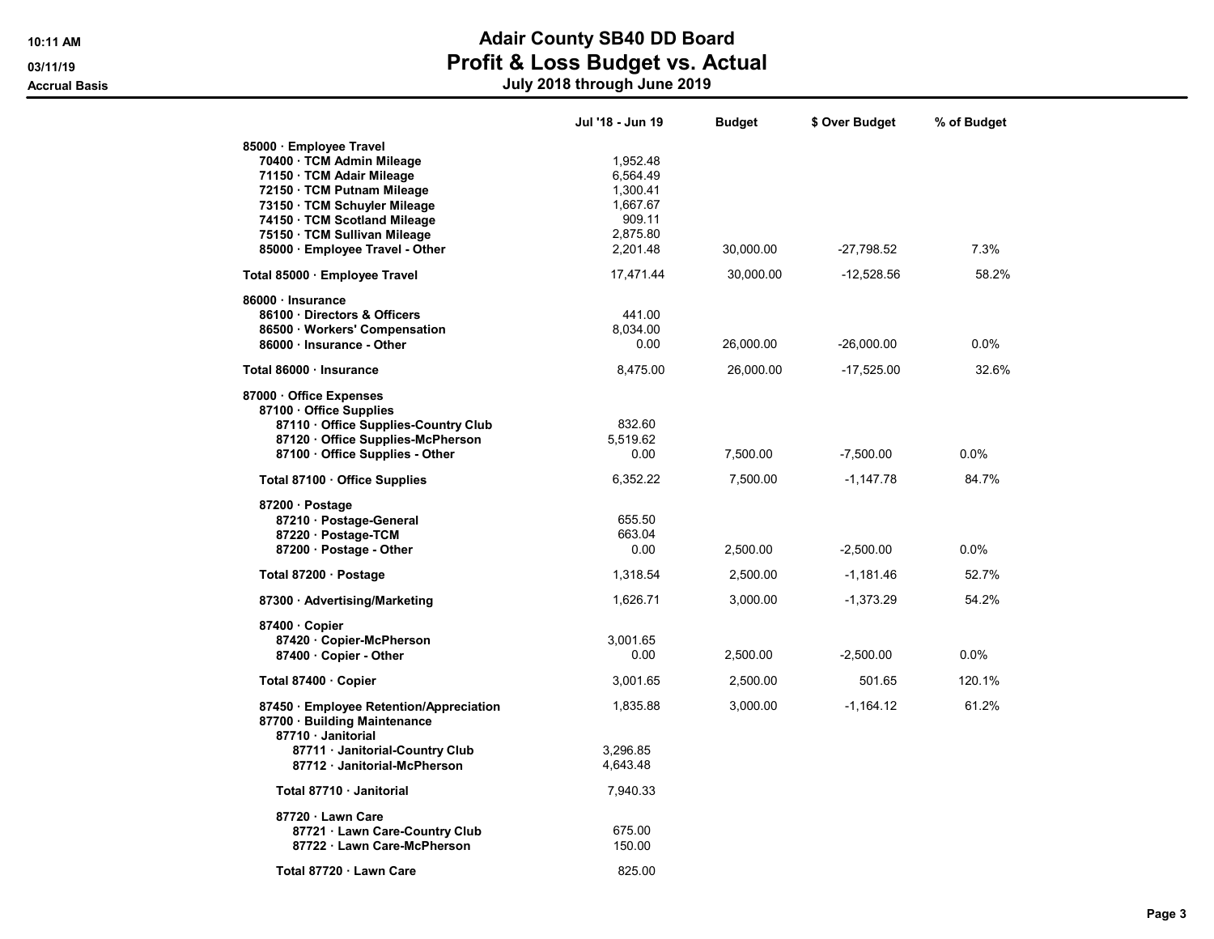# Adair County SB40 DD Board
## Profit & Loss Budget vs. Actual
### July 2018 through June 2019

Accrual Basis

| | Jul '18 - Jun 19 | Budget | $ Over Budget | % of Budget |
|---|---|---|---|---|
| 85000 · Employee Travel | | | | |
| 70400 · TCM Admin Mileage | 1,952.48 | | | |
| 71150 · TCM Adair Mileage | 6,564.49 | | | |
| 72150 · TCM Putnam Mileage | 1,300.41 | | | |
| 73150 · TCM Schuyler Mileage | 1,667.67 | | | |
| 74150 · TCM Scotland Mileage | 909.11 | | | |
| 75150 · TCM Sullivan Mileage | 2,875.80 | | | |
| 85000 · Employee Travel - Other | 2,201.48 | 30,000.00 | -27,798.52 | 7.3% |
| Total 85000 · Employee Travel | 17,471.44 | 30,000.00 | -12,528.56 | 58.2% |
| 86000 · Insurance | | | | |
| 86100 · Directors & Officers | 441.00 | | | |
| 86500 · Workers' Compensation | 8,034.00 | | | |
| 86000 · Insurance - Other | 0.00 | 26,000.00 | -26,000.00 | 0.0% |
| Total 86000 · Insurance | 8,475.00 | 26,000.00 | -17,525.00 | 32.6% |
| 87000 · Office Expenses | | | | |
| 87100 · Office Supplies | | | | |
| 87110 · Office Supplies-Country Club | 832.60 | | | |
| 87120 · Office Supplies-McPherson | 5,519.62 | | | |
| 87100 · Office Supplies - Other | 0.00 | 7,500.00 | -7,500.00 | 0.0% |
| Total 87100 · Office Supplies | 6,352.22 | 7,500.00 | -1,147.78 | 84.7% |
| 87200 · Postage | | | | |
| 87210 · Postage-General | 655.50 | | | |
| 87220 · Postage-TCM | 663.04 | | | |
| 87200 · Postage - Other | 0.00 | 2,500.00 | -2,500.00 | 0.0% |
| Total 87200 · Postage | 1,318.54 | 2,500.00 | -1,181.46 | 52.7% |
| 87300 · Advertising/Marketing | 1,626.71 | 3,000.00 | -1,373.29 | 54.2% |
| 87400 · Copier | | | | |
| 87420 · Copier-McPherson | 3,001.65 | | | |
| 87400 · Copier - Other | 0.00 | 2,500.00 | -2,500.00 | 0.0% |
| Total 87400 · Copier | 3,001.65 | 2,500.00 | 501.65 | 120.1% |
| 87450 · Employee Retention/Appreciation | 1,835.88 | 3,000.00 | -1,164.12 | 61.2% |
| 87700 · Building Maintenance | | | | |
| 87710 · Janitorial | | | | |
| 87711 · Janitorial-Country Club | 3,296.85 | | | |
| 87712 · Janitorial-McPherson | 4,643.48 | | | |
| Total 87710 · Janitorial | 7,940.33 | | | |
| 87720 · Lawn Care | | | | |
| 87721 · Lawn Care-Country Club | 675.00 | | | |
| 87722 · Lawn Care-McPherson | 150.00 | | | |
| Total 87720 · Lawn Care | 825.00 | | | |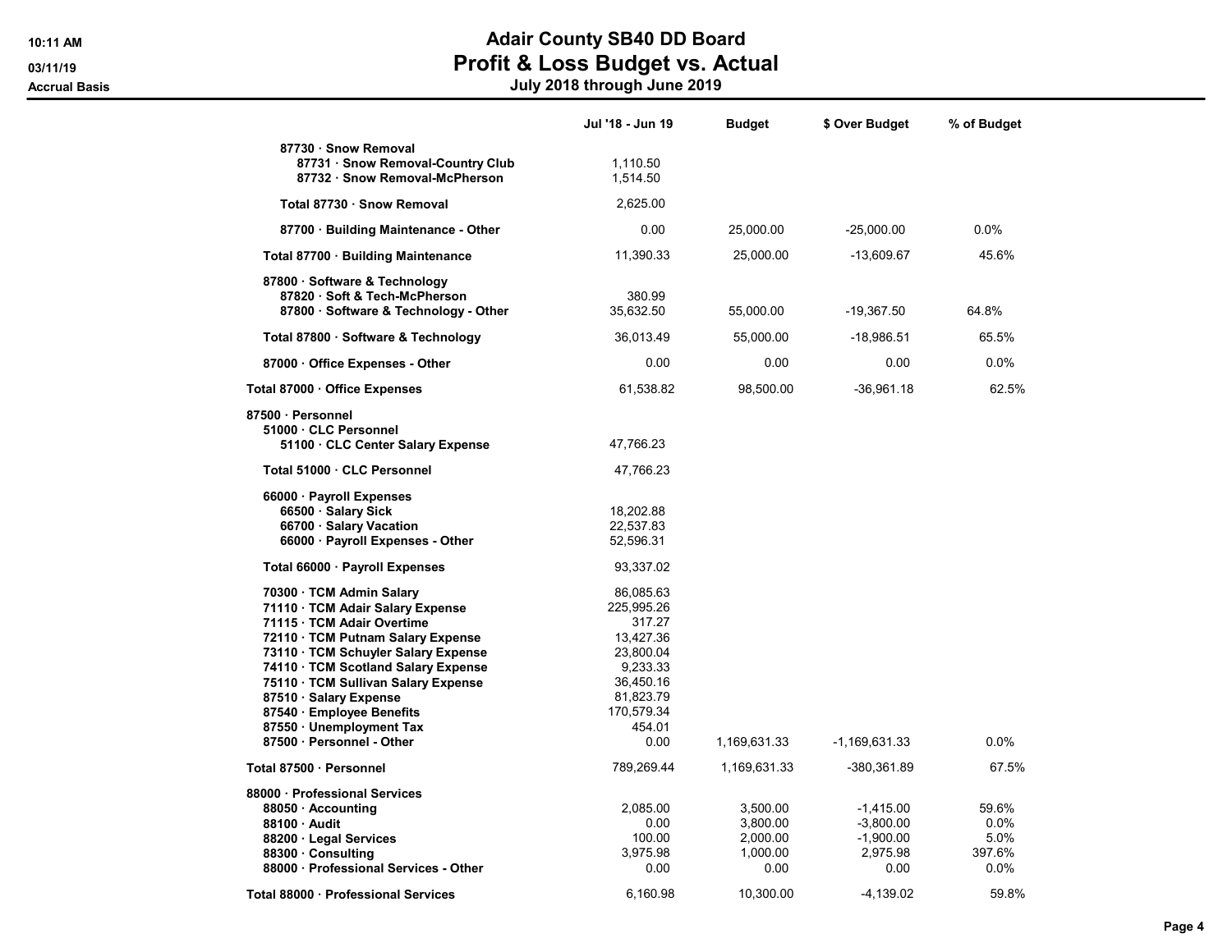# Adair County SB40 DD Board
## Profit & Loss Budget vs. Actual
### July 2018 through June 2019

Accrual Basis

| | Jul '18 - Jun 19 | Budget | $ Over Budget | % of Budget |
|---|---|---|---|---|
| 87730 · Snow Removal | | | | |
| 87731 · Snow Removal-Country Club | 1,110.50 | | | |
| 87732 · Snow Removal-McPherson | 1,514.50 | | | |
| **Total 87730 · Snow Removal** | 2,625.00 | | | |
| 87700 · Building Maintenance - Other | 0.00 | 25,000.00 | -25,000.00 | 0.0% |
| **Total 87700 · Building Maintenance** | 11,390.33 | 25,000.00 | -13,609.67 | 45.6% |
| 87800 · Software & Technology | | | | |
| 87820 · Soft & Tech-McPherson | 380.99 | | | |
| 87800 · Software & Technology - Other | 35,632.50 | 55,000.00 | -19,367.50 | 64.8% |
| **Total 87800 · Software & Technology** | 36,013.49 | 55,000.00 | -18,986.51 | 65.5% |
| 87000 · Office Expenses - Other | 0.00 | 0.00 | 0.00 | 0.0% |
| **Total 87000 · Office Expenses** | 61,538.82 | 98,500.00 | -36,961.18 | 62.5% |
| 87500 · Personnel | | | | |
| 51000 · CLC Personnel | | | | |
| 51100 · CLC Center Salary Expense | 47,766.23 | | | |
| **Total 51000 · CLC Personnel** | 47,766.23 | | | |
| 66000 · Payroll Expenses | | | | |
| 66500 · Salary Sick | 18,202.88 | | | |
| 66700 · Salary Vacation | 22,537.83 | | | |
| 66000 · Payroll Expenses - Other | 52,596.31 | | | |
| **Total 66000 · Payroll Expenses** | 93,337.02 | | | |
| 70300 · TCM Admin Salary | 86,085.63 | | | |
| 71110 · TCM Adair Salary Expense | 225,995.26 | | | |
| 71115 · TCM Adair Overtime | 317.27 | | | |
| 72110 · TCM Putnam Salary Expense | 13,427.36 | | | |
| 73110 · TCM Schuyler Salary Expense | 23,800.04 | | | |
| 74110 · TCM Scotland Salary Expense | 9,233.33 | | | |
| 75110 · TCM Sullivan Salary Expense | 36,450.16 | | | |
| 87510 · Salary Expense | 81,823.79 | | | |
| 87540 · Employee Benefits | 170,579.34 | | | |
| 87550 · Unemployment Tax | 454.01 | | | |
| 87500 · Personnel - Other | 0.00 | 1,169,631.33 | -1,169,631.33 | 0.0% |
| **Total 87500 · Personnel** | 789,269.44 | 1,169,631.33 | -380,361.89 | 67.5% |
| 88000 · Professional Services | | | | |
| 88050 · Accounting | 2,085.00 | 3,500.00 | -1,415.00 | 59.6% |
| 88100 · Audit | 0.00 | 3,800.00 | -3,800.00 | 0.0% |
| 88200 · Legal Services | 100.00 | 2,000.00 | -1,900.00 | 5.0% |
| 88300 · Consulting | 3,975.98 | 1,000.00 | 2,975.98 | 397.6% |
| 88000 · Professional Services - Other | 0.00 | 0.00 | 0.00 | 0.0% |
| **Total 88000 · Professional Services** | 6,160.98 | 10,300.00 | -4,139.02 | 59.8% |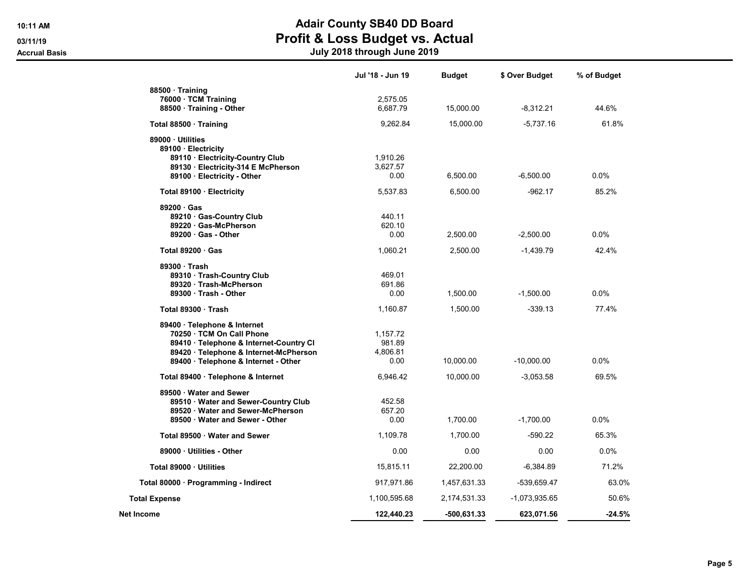# Adair County SB40 DD Board
## Profit & Loss Budget vs. Actual
### July 2018 through June 2019

10:11 AM
03/11/19
Accrual Basis

| | Jul '18 - Jun 19 | Budget | $ Over Budget | % of Budget |
|---|---|---|---|---|
| 88500 · Training | | | | |
| 76000 · TCM Training | 2,575.05 | | | |
| 88500 · Training - Other | 6,687.79 | 15,000.00 | -8,312.21 | 44.6% |
| **Total 88500 · Training** | 9,262.84 | 15,000.00 | -5,737.16 | 61.8% |
| 89000 · Utilities | | | | |
| 89100 · Electricity | | | | |
| 89110 · Electricity-Country Club | 1,910.26 | | | |
| 89130 · Electricity-314 E McPherson | 3,627.57 | | | |
| 89100 · Electricity - Other | 0.00 | 6,500.00 | -6,500.00 | 0.0% |
| **Total 89100 · Electricity** | 5,537.83 | 6,500.00 | -962.17 | 85.2% |
| 89200 · Gas | | | | |
| 89210 · Gas-Country Club | 440.11 | | | |
| 89220 · Gas-McPherson | 620.10 | | | |
| 89200 · Gas - Other | 0.00 | 2,500.00 | -2,500.00 | 0.0% |
| **Total 89200 · Gas** | 1,060.21 | 2,500.00 | -1,439.79 | 42.4% |
| 89300 · Trash | | | | |
| 89310 · Trash-Country Club | 469.01 | | | |
| 89320 · Trash-McPherson | 691.86 | | | |
| 89300 · Trash - Other | 0.00 | 1,500.00 | -1,500.00 | 0.0% |
| **Total 89300 · Trash** | 1,160.87 | 1,500.00 | -339.13 | 77.4% |
| 89400 · Telephone & Internet | | | | |
| 70250 · TCM On Call Phone | 1,157.72 | | | |
| 89410 · Telephone & Internet-Country Cl | 981.89 | | | |
| 89420 · Telephone & Internet-McPherson | 4,806.81 | | | |
| 89400 · Telephone & Internet - Other | 0.00 | 10,000.00 | -10,000.00 | 0.0% |
| **Total 89400 · Telephone & Internet** | 6,946.42 | 10,000.00 | -3,053.58 | 69.5% |
| 89500 · Water and Sewer | | | | |
| 89510 · Water and Sewer-Country Club | 452.58 | | | |
| 89520 · Water and Sewer-McPherson | 657.20 | | | |
| 89500 · Water and Sewer - Other | 0.00 | 1,700.00 | -1,700.00 | 0.0% |
| **Total 89500 · Water and Sewer** | 1,109.78 | 1,700.00 | -590.22 | 65.3% |
| 89000 · Utilities - Other | 0.00 | 0.00 | 0.00 | 0.0% |
| **Total 89000 · Utilities** | 15,815.11 | 22,200.00 | -6,384.89 | 71.2% |
| **Total 80000 · Programming - Indirect** | 917,971.86 | 1,457,631.33 | -539,659.47 | 63.0% |
| **Total Expense** | 1,100,595.68 | 2,174,531.33 | -1,073,935.65 | 50.6% |
| **Net Income** | **122,440.23** | **-500,631.33** | **623,071.56** | **-24.5%** |